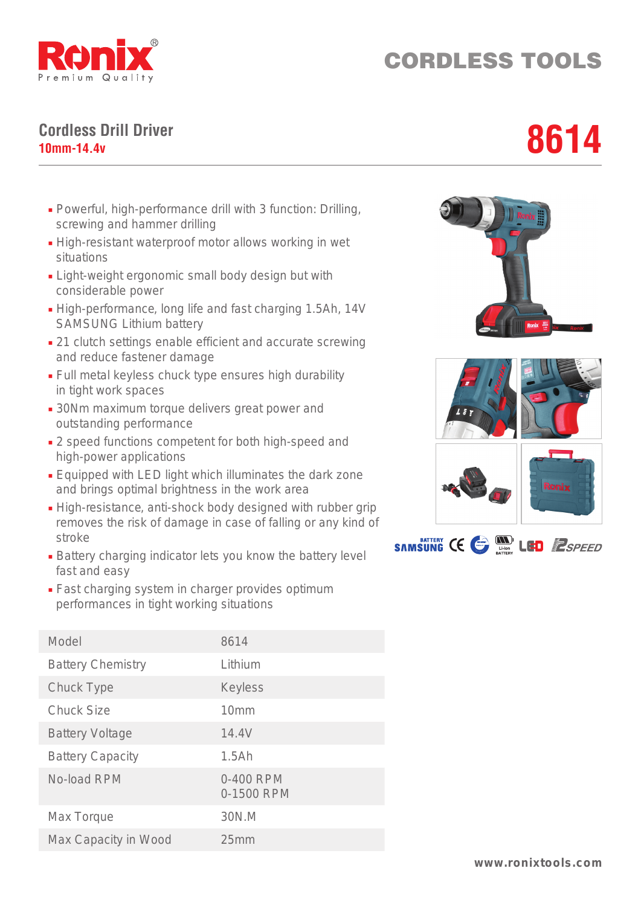Ronix
Premium Quality

# CORDLESS TOOLS

## Cordless Drill Driver
**10mm-14.4v**

# 8614

- Powerful, high-performance drill with 3 function: Drilling, screwing and hammer drilling
- High-resistant waterproof motor allows working in wet situations
- Light-weight ergonomic small body design but with considerable power
- High-performance, long life and fast charging 1.5Ah, 14V SAMSUNG Lithium battery
- 21 clutch settings enable efficient and accurate screwing and reduce fastener damage
- Full metal keyless chuck type ensures high durability in tight work spaces
- 30Nm maximum torque delivers great power and outstanding performance
- 2 speed functions competent for both high-speed and high-power applications
- Equipped with LED light which illuminates the dark zone and brings optimal brightness in the work area
- High-resistance, anti-shock body designed with rubber grip removes the risk of damage in case of falling or any kind of stroke
- Battery charging indicator lets you know the battery level fast and easy
- Fast charging system in charger provides optimum performances in tight working situations

BATTERY SAMSUNG | CE | Li-Ion BATTERY | LED | 2SPEED

| Model | 8614 |
|---|---|
| Battery Chemistry | Lithium |
| Chuck Type | Keyless |
| Chuck Size | 10mm |
| Battery Voltage | 14.4V |
| Battery Capacity | 1.5Ah |
| No-load RPM | 0-400 RPM<br>0-1500 RPM |
| Max Torque | 30N.M |
| Max Capacity in Wood | 25mm |

www.ronixtools.com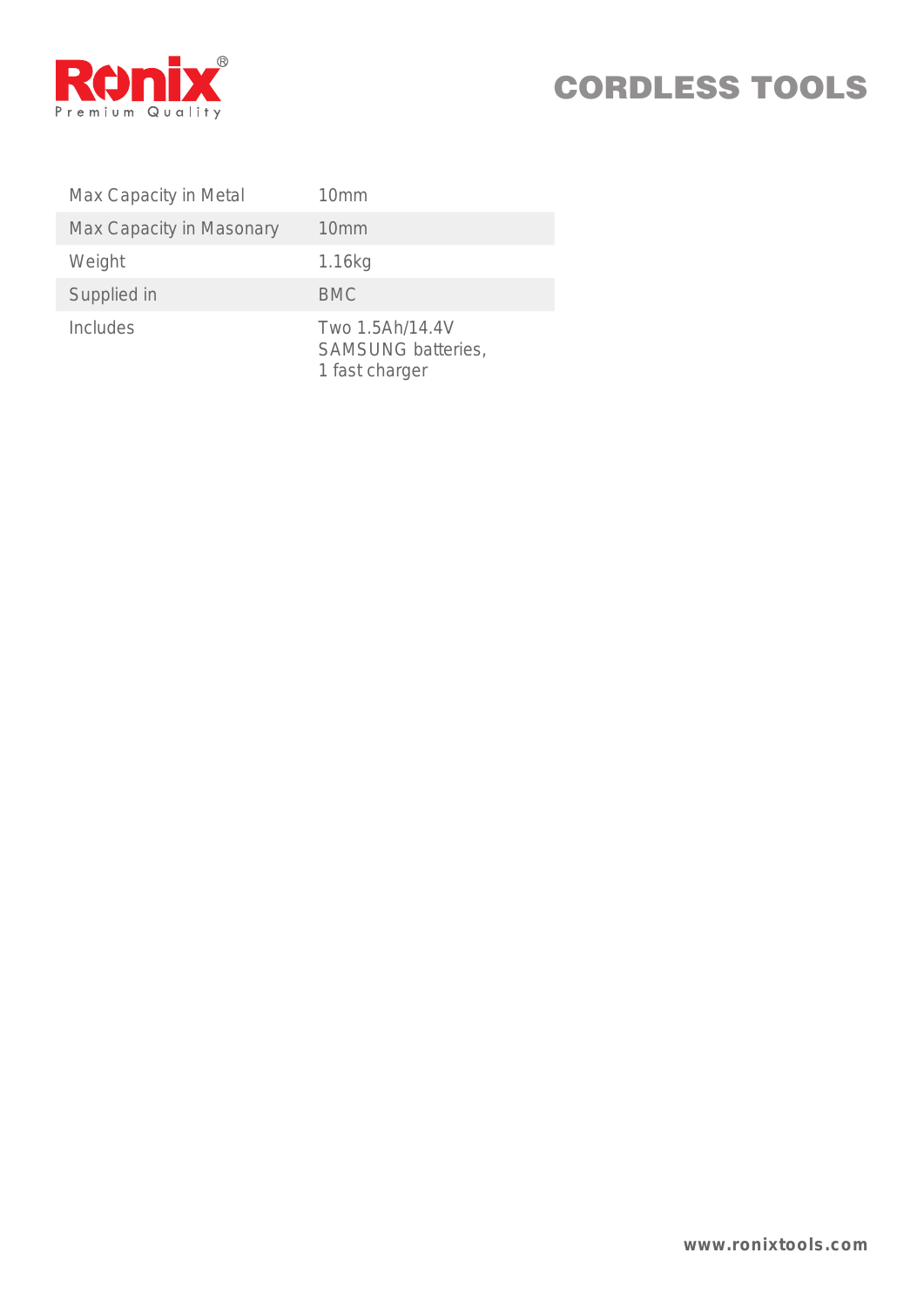| | |
|---|---|
| Max Capacity in Metal | 10mm |
| Max Capacity in Masonary | 10mm |
| Weight | 1.16kg |
| Supplied in | BMC |
| Includes | Two 1.5Ah/14.4V SAMSUNG batteries, 1 fast charger |